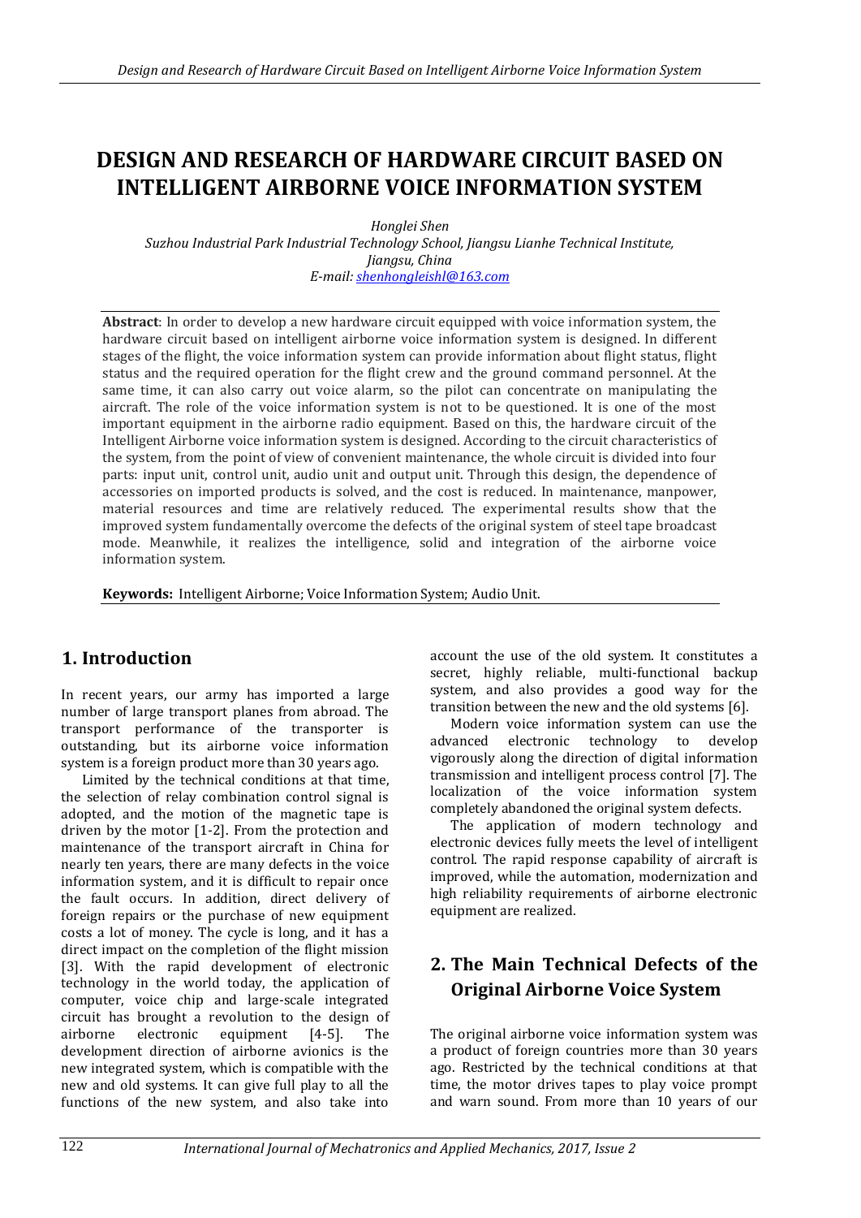# DESIGN AND RESEARCH OF HARDWARE CIRCUIT BASED ON INTELLIGENT AIRBORNE VOICE INFORMATION SYSTEM

*Honglei Shen*
*Suzhou Industrial Park Industrial Technology School, Jiangsu Lianhe Technical Institute, Jiangsu, China*
*E-mail: shenhongleishl@163.com*

**Abstract**: In order to develop a new hardware circuit equipped with voice information system, the hardware circuit based on intelligent airborne voice information system is designed. In different stages of the flight, the voice information system can provide information about flight status, flight status and the required operation for the flight crew and the ground command personnel. At the same time, it can also carry out voice alarm, so the pilot can concentrate on manipulating the aircraft. The role of the voice information system is not to be questioned. It is one of the most important equipment in the airborne radio equipment. Based on this, the hardware circuit of the Intelligent Airborne voice information system is designed. According to the circuit characteristics of the system, from the point of view of convenient maintenance, the whole circuit is divided into four parts: input unit, control unit, audio unit and output unit. Through this design, the dependence of accessories on imported products is solved, and the cost is reduced. In maintenance, manpower, material resources and time are relatively reduced. The experimental results show that the improved system fundamentally overcome the defects of the original system of steel tape broadcast mode. Meanwhile, it realizes the intelligence, solid and integration of the airborne voice information system.

**Keywords:** Intelligent Airborne; Voice Information System; Audio Unit.

## 1. Introduction

In recent years, our army has imported a large number of large transport planes from abroad. The transport performance of the transporter is outstanding, but its airborne voice information system is a foreign product more than 30 years ago.

Limited by the technical conditions at that time, the selection of relay combination control signal is adopted, and the motion of the magnetic tape is driven by the motor [1-2]. From the protection and maintenance of the transport aircraft in China for nearly ten years, there are many defects in the voice information system, and it is difficult to repair once the fault occurs. In addition, direct delivery of foreign repairs or the purchase of new equipment costs a lot of money. The cycle is long, and it has a direct impact on the completion of the flight mission [3]. With the rapid development of electronic technology in the world today, the application of computer, voice chip and large-scale integrated circuit has brought a revolution to the design of airborne electronic equipment [4-5]. The development direction of airborne avionics is the new integrated system, which is compatible with the new and old systems. It can give full play to all the functions of the new system, and also take into account the use of the old system. It constitutes a secret, highly reliable, multi-functional backup system, and also provides a good way for the transition between the new and the old systems [6].

Modern voice information system can use the advanced electronic technology to develop vigorously along the direction of digital information transmission and intelligent process control [7]. The localization of the voice information system completely abandoned the original system defects.

The application of modern technology and electronic devices fully meets the level of intelligent control. The rapid response capability of aircraft is improved, while the automation, modernization and high reliability requirements of airborne electronic equipment are realized.

## 2. The Main Technical Defects of the Original Airborne Voice System

The original airborne voice information system was a product of foreign countries more than 30 years ago. Restricted by the technical conditions at that time, the motor drives tapes to play voice prompt and warn sound. From more than 10 years of our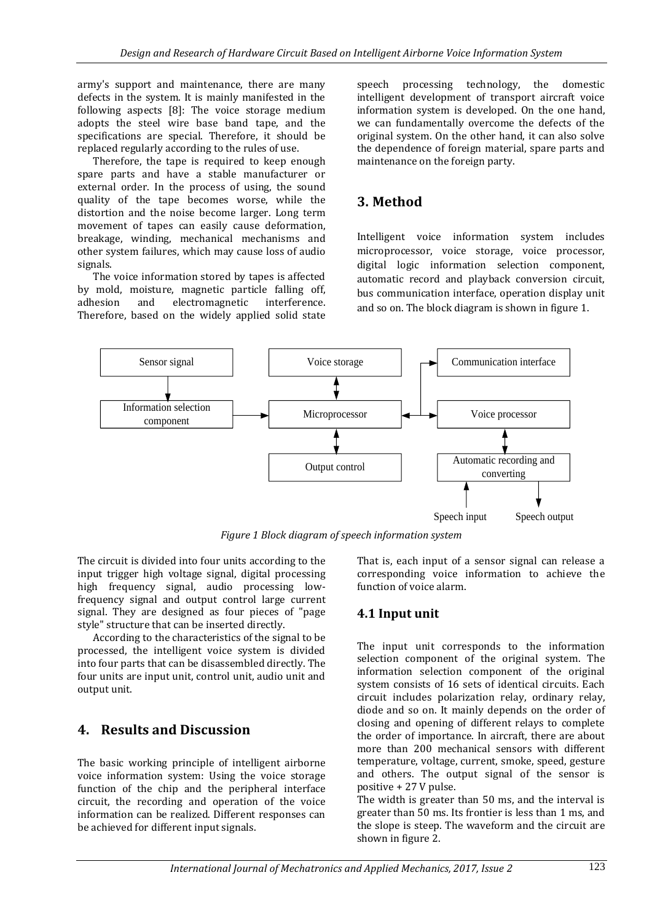army's support and maintenance, there are many defects in the system. It is mainly manifested in the following aspects [8]: The voice storage medium adopts the steel wire base band tape, and the specifications are special. Therefore, it should be replaced regularly according to the rules of use.

Therefore, the tape is required to keep enough spare parts and have a stable manufacturer or external order. In the process of using, the sound quality of the tape becomes worse, while the distortion and the noise become larger. Long term movement of tapes can easily cause deformation, breakage, winding, mechanical mechanisms and other system failures, which may cause loss of audio signals.

The voice information stored by tapes is affected by mold, moisture, magnetic particle falling off, adhesion and electromagnetic interference. Therefore, based on the widely applied solid state speech processing technology, the domestic intelligent development of transport aircraft voice information system is developed. On the one hand, we can fundamentally overcome the defects of the original system. On the other hand, it can also solve the dependence of foreign material, spare parts and maintenance on the foreign party.

# 3. Method

Intelligent voice information system includes microprocessor, voice storage, voice processor, digital logic information selection component, automatic record and playback conversion circuit, bus communication interface, operation display unit and so on. The block diagram is shown in figure 1.

Sensor signal → Information selection component → Microprocessor
Voice storage ↔ Microprocessor
Microprocessor ↔ Output control
Microprocessor ↔ Voice processor; Microprocessor → Communication interface
Voice processor ↔ Automatic recording and converting
Speech input → Automatic recording and converting → Speech output

*Figure 1 Block diagram of speech information system*

The circuit is divided into four units according to the input trigger high voltage signal, digital processing high frequency signal, audio processing low-frequency signal and output control large current signal. They are designed as four pieces of "page style" structure that can be inserted directly.

According to the characteristics of the signal to be processed, the intelligent voice system is divided into four parts that can be disassembled directly. The four units are input unit, control unit, audio unit and output unit.

# 4. Results and Discussion

The basic working principle of intelligent airborne voice information system: Using the voice storage function of the chip and the peripheral interface circuit, the recording and operation of the voice information can be realized. Different responses can be achieved for different input signals. That is, each input of a sensor signal can release a corresponding voice information to achieve the function of voice alarm.

## 4.1 Input unit

The input unit corresponds to the information selection component of the original system. The information selection component of the original system consists of 16 sets of identical circuits. Each circuit includes polarization relay, ordinary relay, diode and so on. It mainly depends on the order of closing and opening of different relays to complete the order of importance. In aircraft, there are about more than 200 mechanical sensors with different temperature, voltage, current, smoke, speed, gesture and others. The output signal of the sensor is positive + 27 V pulse.

The width is greater than 50 ms, and the interval is greater than 50 ms. Its frontier is less than 1 ms, and the slope is steep. The waveform and the circuit are shown in figure 2.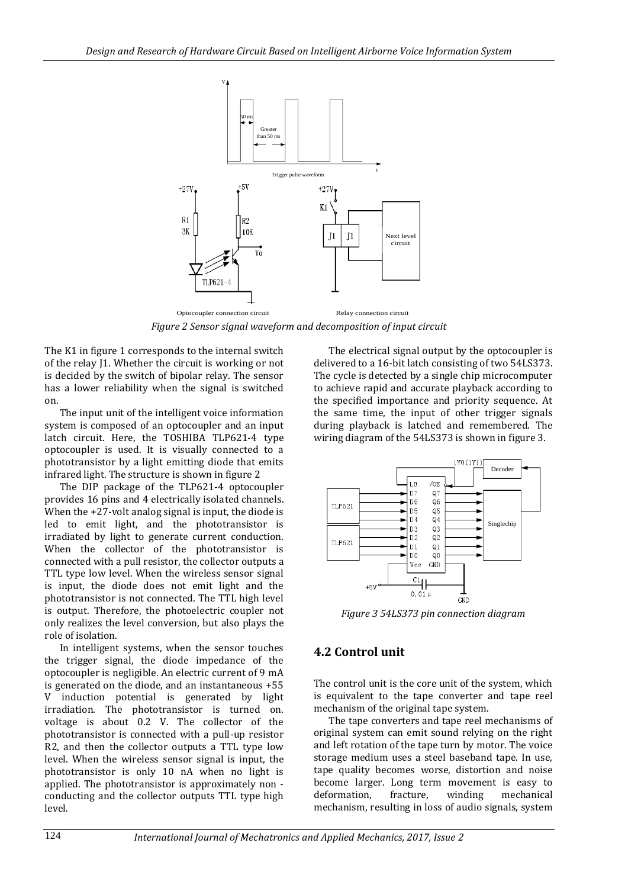Figure 2 Sensor signal waveform and decomposition of input circuit

The K1 in figure 1 corresponds to the internal switch of the relay J1. Whether the circuit is working or not is decided by the switch of bipolar relay. The sensor has a lower reliability when the signal is switched on.

The input unit of the intelligent voice information system is composed of an optocoupler and an input latch circuit. Here, the TOSHIBA TLP621-4 type optocoupler is used. It is visually connected to a phototransistor by a light emitting diode that emits infrared light. The structure is shown in figure 2

The DIP package of the TLP621-4 optocoupler provides 16 pins and 4 electrically isolated channels. When the +27-volt analog signal is input, the diode is led to emit light, and the phototransistor is irradiated by light to generate current conduction. When the collector of the phototransistor is connected with a pull resistor, the collector outputs a TTL type low level. When the wireless sensor signal is input, the diode does not emit light and the phototransistor is not connected. The TTL high level is output. Therefore, the photoelectric coupler not only realizes the level conversion, but also plays the role of isolation.

In intelligent systems, when the sensor touches the trigger signal, the diode impedance of the optocoupler is negligible. An electric current of 9 mA is generated on the diode, and an instantaneous +55 V induction potential is generated by light irradiation. The phototransistor is turned on. voltage is about 0.2 V. The collector of the phototransistor is connected with a pull-up resistor R2, and then the collector outputs a TTL type low level. When the wireless sensor signal is input, the phototransistor is only 10 nA when no light is applied. The phototransistor is approximately non - conducting and the collector outputs TTL type high level.

The electrical signal output by the optocoupler is delivered to a 16-bit latch consisting of two 54LS373. The cycle is detected by a single chip microcomputer to achieve rapid and accurate playback according to the specified importance and priority sequence. At the same time, the input of other trigger signals during playback is latched and remembered. The wiring diagram of the 54LS373 is shown in figure 3.

Figure 3 54LS373 pin connection diagram

## 4.2 Control unit

The control unit is the core unit of the system, which is equivalent to the tape converter and tape reel mechanism of the original tape system.

The tape converters and tape reel mechanisms of original system can emit sound relying on the right and left rotation of the tape turn by motor. The voice storage medium uses a steel baseband tape. In use, tape quality becomes worse, distortion and noise become larger. Long term movement is easy to deformation, fracture, winding mechanical mechanism, resulting in loss of audio signals, system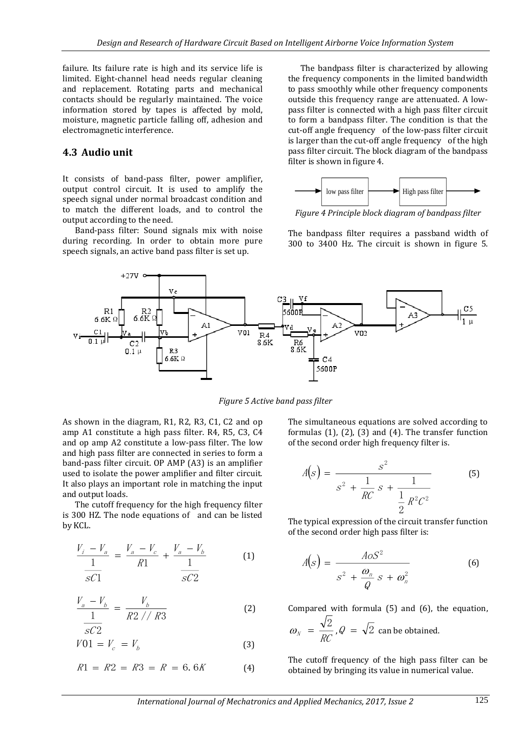failure. Its failure rate is high and its service life is limited. Eight-channel head needs regular cleaning and replacement. Rotating parts and mechanical contacts should be regularly maintained. The voice information stored by tapes is affected by mold, moisture, magnetic particle falling off, adhesion and electromagnetic interference.

## 4.3 Audio unit

It consists of band-pass filter, power amplifier, output control circuit. It is used to amplify the speech signal under normal broadcast condition and to match the different loads, and to control the output according to the need.

Band-pass filter: Sound signals mix with noise during recording. In order to obtain more pure speech signals, an active band pass filter is set up.

The bandpass filter is characterized by allowing the frequency components in the limited bandwidth to pass smoothly while other frequency components outside this frequency range are attenuated. A low-pass filter is connected with a high pass filter circuit to form a bandpass filter. The condition is that the cut-off angle frequency of the low-pass filter circuit is larger than the cut-off angle frequency of the high pass filter circuit. The block diagram of the bandpass filter is shown in figure 4.

*Figure 4 Principle block diagram of bandpass filter*

The bandpass filter requires a passband width of 300 to 3400 Hz. The circuit is shown in figure 5.

*Figure 5 Active band pass filter*

As shown in the diagram, R1, R2, R3, C1, C2 and op amp A1 constitute a high pass filter. R4, R5, C3, C4 and op amp A2 constitute a low-pass filter. The low and high pass filter are connected in series to form a band-pass filter circuit. OP AMP (A3) is an amplifier used to isolate the power amplifier and filter circuit. It also plays an important role in matching the input and output loads.

The cutoff frequency for the high frequency filter is 300 HZ. The node equations of and can be listed by KCL.

$$\frac{V_i - V_a}{\frac{1}{sC1}} = \frac{V_a - V_c}{R1} + \frac{V_a - V_b}{\frac{1}{sC2}} \tag{1}$$

$$\frac{V_a - V_b}{\frac{1}{sC2}} = \frac{V_b}{R2 // R3} \tag{2}$$

$$V01 = V_c = V_b \tag{3}$$

$$R1 = R2 = R3 = R = 6.6K \tag{4}$$

The simultaneous equations are solved according to formulas (1), (2), (3) and (4). The transfer function of the second order high frequency filter is.

$$A(s) = \frac{s^2}{s^2 + \frac{1}{RC}s + \frac{1}{\frac{1}{2}R^2C^2}} \tag{5}$$

The typical expression of the circuit transfer function of the second order high pass filter is:

$$A(s) = \frac{AoS^2}{s^2 + \frac{\omega_n}{Q}s + \omega_n^2} \tag{6}$$

Compared with formula (5) and (6), the equation, $\omega_N = \frac{\sqrt{2}}{RC}, Q = \sqrt{2}$ can be obtained.

The cutoff frequency of the high pass filter can be obtained by bringing its value in numerical value.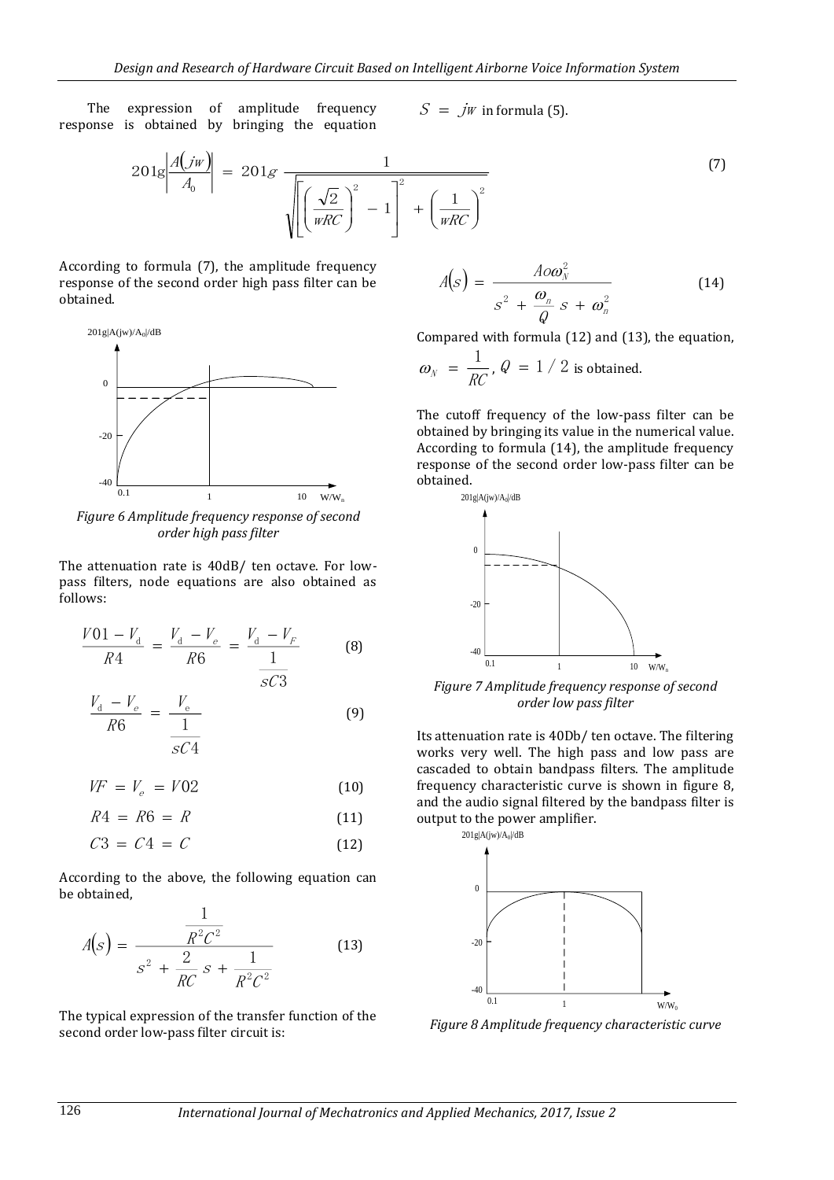The expression of amplitude frequency response is obtained by bringing the equation $S = jw$ in formula (5).

$$20\lg\left|\frac{A(jw)}{A_0}\right| = 20\lg \frac{1}{\sqrt{\left[\left(\frac{\sqrt{2}}{wRC}\right)^2 - 1\right]^2 + \left(\frac{1}{wRC}\right)^2}} \tag{7}$$

According to formula (7), the amplitude frequency response of the second order high pass filter can be obtained.

*Figure 6 Amplitude frequency response of second order high pass filter*

The attenuation rate is 40dB/ ten octave. For low-pass filters, node equations are also obtained as follows:

$$\frac{V01 - V_d}{R4} = \frac{V_d - V_e}{R6} = \frac{V_d - V_F}{\frac{1}{sC3}} \tag{8}$$

$$\frac{V_d - V_e}{R6} = \frac{V_e}{\frac{1}{sC4}} \tag{9}$$

$$VF = V_e = V02 \tag{10}$$

$$R4 = R6 = R \tag{11}$$

$$C3 = C4 = C \tag{12}$$

According to the above, the following equation can be obtained,

$$A(s) = \frac{\frac{1}{R^2C^2}}{s^2 + \frac{2}{RC}s + \frac{1}{R^2C^2}} \tag{13}$$

The typical expression of the transfer function of the second order low-pass filter circuit is:

$$A(s) = \frac{Ao\omega_N^2}{s^2 + \frac{\omega_n}{Q}s + \omega_n^2} \tag{14}$$

Compared with formula (12) and (13), the equation, $\omega_N = \frac{1}{RC}$, $Q = 1/2$ is obtained.

The cutoff frequency of the low-pass filter can be obtained by bringing its value in the numerical value. According to formula (14), the amplitude frequency response of the second order low-pass filter can be obtained.

*Figure 7 Amplitude frequency response of second order low pass filter*

Its attenuation rate is 40Db/ ten octave. The filtering works very well. The high pass and low pass are cascaded to obtain bandpass filters. The amplitude frequency characteristic curve is shown in figure 8, and the audio signal filtered by the bandpass filter is output to the power amplifier.

*Figure 8 Amplitude frequency characteristic curve*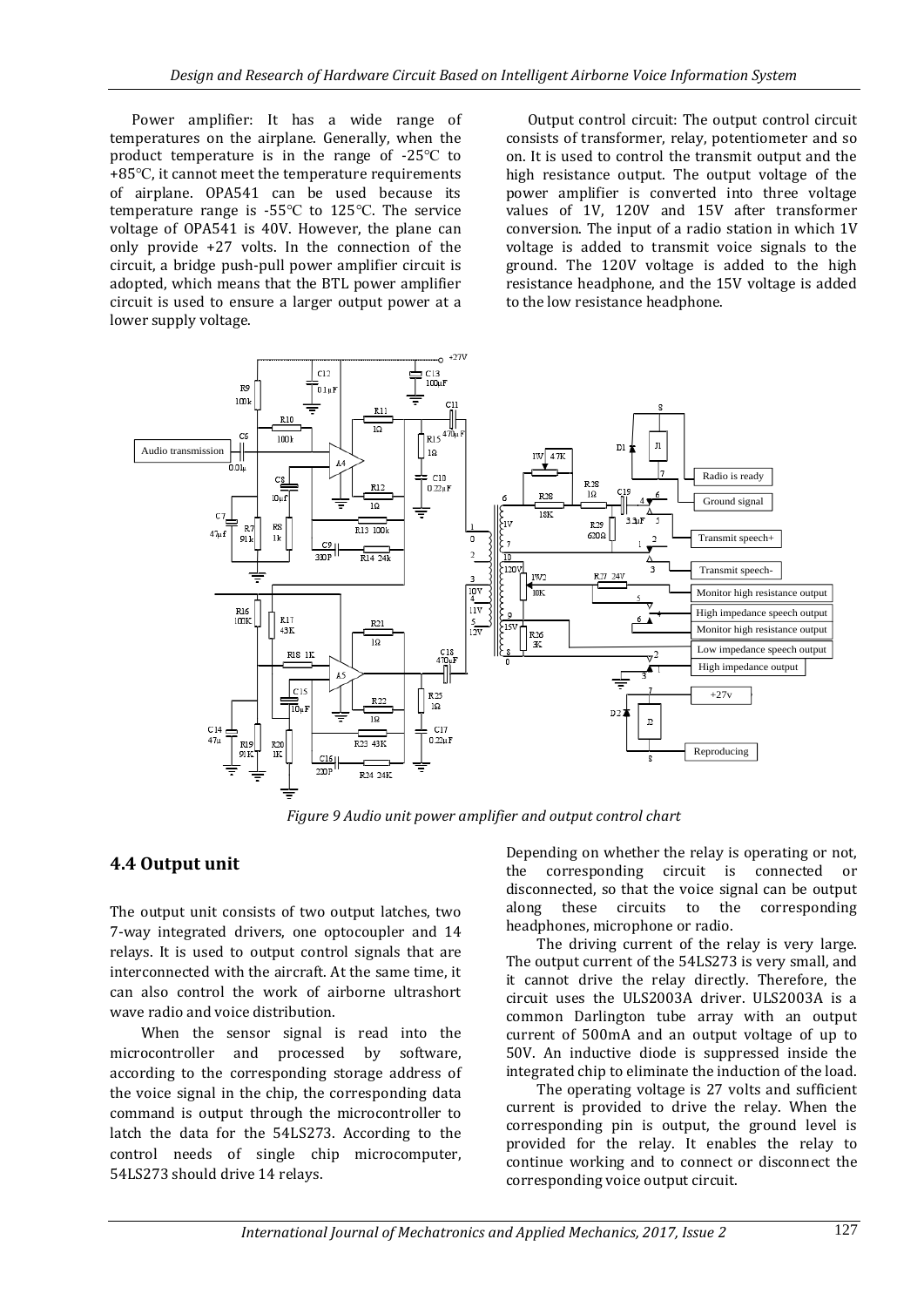Power amplifier: It has a wide range of temperatures on the airplane. Generally, when the product temperature is in the range of -25℃ to +85℃, it cannot meet the temperature requirements of airplane. OPA541 can be used because its temperature range is -55℃ to 125℃. The service voltage of OPA541 is 40V. However, the plane can only provide +27 volts. In the connection of the circuit, a bridge push-pull power amplifier circuit is adopted, which means that the BTL power amplifier circuit is used to ensure a larger output power at a lower supply voltage.

Output control circuit: The output control circuit consists of transformer, relay, potentiometer and so on. It is used to control the transmit output and the high resistance output. The output voltage of the power amplifier is converted into three voltage values of 1V, 120V and 15V after transformer conversion. The input of a radio station in which 1V voltage is added to transmit voice signals to the ground. The 120V voltage is added to the high resistance headphone, and the 15V voltage is added to the low resistance headphone.

*Figure 9 Audio unit power amplifier and output control chart*

## 4.4 Output unit

The output unit consists of two output latches, two 7-way integrated drivers, one optocoupler and 14 relays. It is used to output control signals that are interconnected with the aircraft. At the same time, it can also control the work of airborne ultrashort wave radio and voice distribution.

When the sensor signal is read into the microcontroller and processed by software, according to the corresponding storage address of the voice signal in the chip, the corresponding data command is output through the microcontroller to latch the data for the 54LS273. According to the control needs of single chip microcomputer, 54LS273 should drive 14 relays.

Depending on whether the relay is operating or not, the corresponding circuit is connected or disconnected, so that the voice signal can be output along these circuits to the corresponding headphones, microphone or radio.

The driving current of the relay is very large. The output current of the 54LS273 is very small, and it cannot drive the relay directly. Therefore, the circuit uses the ULS2003A driver. ULS2003A is a common Darlington tube array with an output current of 500mA and an output voltage of up to 50V. An inductive diode is suppressed inside the integrated chip to eliminate the induction of the load.

The operating voltage is 27 volts and sufficient current is provided to drive the relay. When the corresponding pin is output, the ground level is provided for the relay. It enables the relay to continue working and to connect or disconnect the corresponding voice output circuit.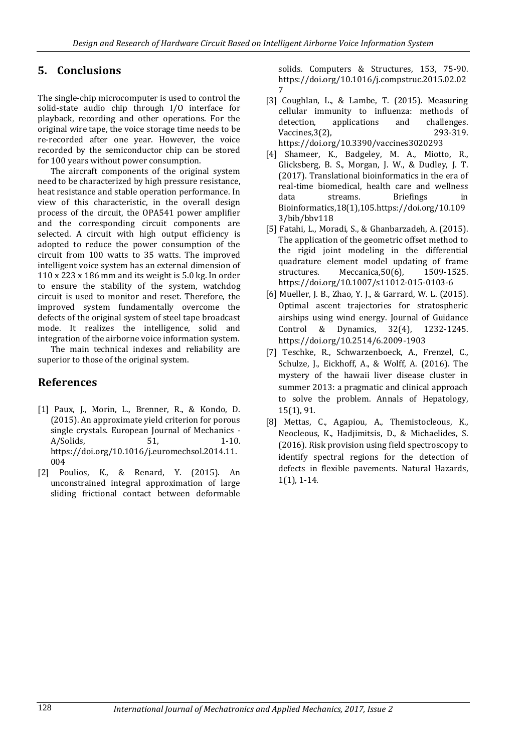## 5. Conclusions

The single-chip microcomputer is used to control the solid-state audio chip through I/O interface for playback, recording and other operations. For the original wire tape, the voice storage time needs to be re-recorded after one year. However, the voice recorded by the semiconductor chip can be stored for 100 years without power consumption.

The aircraft components of the original system need to be characterized by high pressure resistance, heat resistance and stable operation performance. In view of this characteristic, in the overall design process of the circuit, the OPA541 power amplifier and the corresponding circuit components are selected. A circuit with high output efficiency is adopted to reduce the power consumption of the circuit from 100 watts to 35 watts. The improved intelligent voice system has an external dimension of 110 x 223 x 186 mm and its weight is 5.0 kg. In order to ensure the stability of the system, watchdog circuit is used to monitor and reset. Therefore, the improved system fundamentally overcome the defects of the original system of steel tape broadcast mode. It realizes the intelligence, solid and integration of the airborne voice information system.

The main technical indexes and reliability are superior to those of the original system.

## References

[1] Paux, J., Morin, L., Brenner, R., & Kondo, D. (2015). An approximate yield criterion for porous single crystals. European Journal of Mechanics - A/Solids, 51, 1-10. https://doi.org/10.1016/j.euromechsol.2014.11.004

[2] Poulios, K., & Renard, Y. (2015). An unconstrained integral approximation of large sliding frictional contact between deformable solids. Computers & Structures, 153, 75-90. https://doi.org/10.1016/j.compstruc.2015.02.027

[3] Coughlan, L., & Lambe, T. (2015). Measuring cellular immunity to influenza: methods of detection, applications and challenges. Vaccines,3(2), 293-319. https://doi.org/10.3390/vaccines3020293

[4] Shameer, K., Badgeley, M. A., Miotto, R., Glicksberg, B. S., Morgan, J. W., & Dudley, J. T. (2017). Translational bioinformatics in the era of real-time biomedical, health care and wellness data streams. Briefings in Bioinformatics,18(1),105.https://doi.org/10.1093/bib/bbv118

[5] Fatahi, L., Moradi, S., & Ghanbarzadeh, A. (2015). The application of the geometric offset method to the rigid joint modeling in the differential quadrature element model updating of frame structures. Meccanica,50(6), 1509-1525. https://doi.org/10.1007/s11012-015-0103-6

[6] Mueller, J. B., Zhao, Y. J., & Garrard, W. L. (2015). Optimal ascent trajectories for stratospheric airships using wind energy. Journal of Guidance Control & Dynamics, 32(4), 1232-1245. https://doi.org/10.2514/6.2009-1903

[7] Teschke, R., Schwarzenboeck, A., Frenzel, C., Schulze, J., Eickhoff, A., & Wolff, A. (2016). The mystery of the hawaii liver disease cluster in summer 2013: a pragmatic and clinical approach to solve the problem. Annals of Hepatology, 15(1), 91.

[8] Mettas, C., Agapiou, A., Themistocleous, K., Neocleous, K., Hadjimitsis, D., & Michaelides, S. (2016). Risk provision using field spectroscopy to identify spectral regions for the detection of defects in flexible pavements. Natural Hazards, 1(1), 1-14.